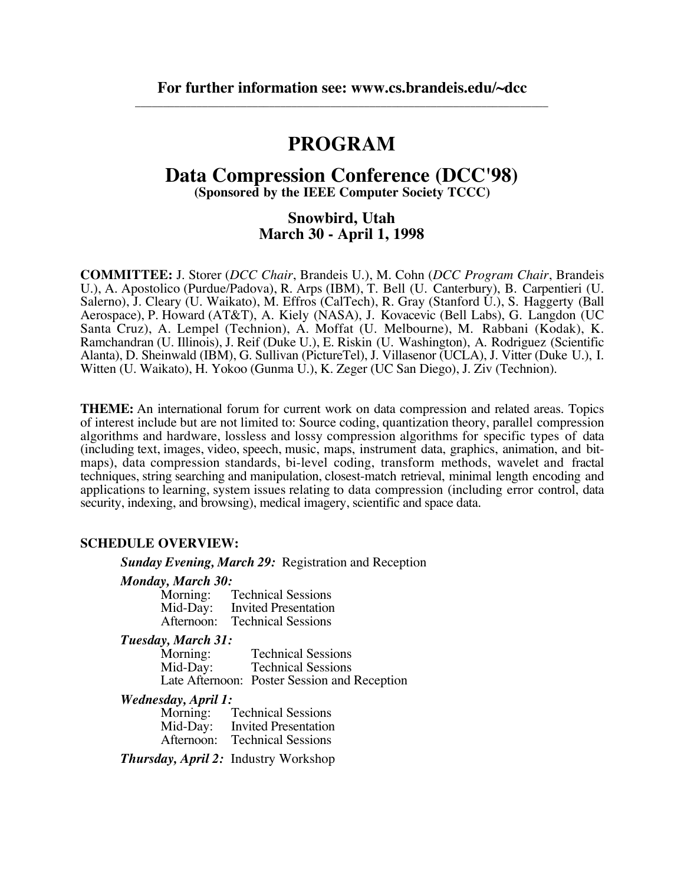**For further information see: www.cs.brandeis.edu/~dcc**

---

# PROGRAM

## Data Compression Conference (DCC'98)

**(Sponsored by the IEEE Computer Society TCCC)**

### Snowbird, Utah
### March 30 - April 1, 1998

**COMMITTEE:** J. Storer (*DCC Chair*, Brandeis U.), M. Cohn (*DCC Program Chair*, Brandeis U.), A. Apostolico (Purdue/Padova), R. Arps (IBM), T. Bell (U. Canterbury), B. Carpentieri (U. Salerno), J. Cleary (U. Waikato), M. Effros (CalTech), R. Gray (Stanford U.), S. Haggerty (Ball Aerospace), P. Howard (AT&T), A. Kiely (NASA), J. Kovacevic (Bell Labs), G. Langdon (UC Santa Cruz), A. Lempel (Technion), A. Moffat (U. Melbourne), M. Rabbani (Kodak), K. Ramchandran (U. Illinois), J. Reif (Duke U.), E. Riskin (U. Washington), A. Rodriguez (Scientific Alanta), D. Sheinwald (IBM), G. Sullivan (PictureTel), J. Villasenor (UCLA), J. Vitter (Duke U.), I. Witten (U. Waikato), H. Yokoo (Gunma U.), K. Zeger (UC San Diego), J. Ziv (Technion).

**THEME:** An international forum for current work on data compression and related areas. Topics of interest include but are not limited to: Source coding, quantization theory, parallel compression algorithms and hardware, lossless and lossy compression algorithms for specific types of data (including text, images, video, speech, music, maps, instrument data, graphics, animation, and bit-maps), data compression standards, bi-level coding, transform methods, wavelet and fractal techniques, string searching and manipulation, closest-match retrieval, minimal length encoding and applications to learning, system issues relating to data compression (including error control, data security, indexing, and browsing), medical imagery, scientific and space data.

**SCHEDULE OVERVIEW:**

***Sunday Evening, March 29:*** Registration and Reception

***Monday, March 30:***
- Morning: Technical Sessions
- Mid-Day: Invited Presentation
- Afternoon: Technical Sessions

***Tuesday, March 31:***
- Morning: Technical Sessions
- Mid-Day: Technical Sessions
- Late Afternoon: Poster Session and Reception

***Wednesday, April 1:***
- Morning: Technical Sessions
- Mid-Day: Invited Presentation
- Afternoon: Technical Sessions

***Thursday, April 2:*** Industry Workshop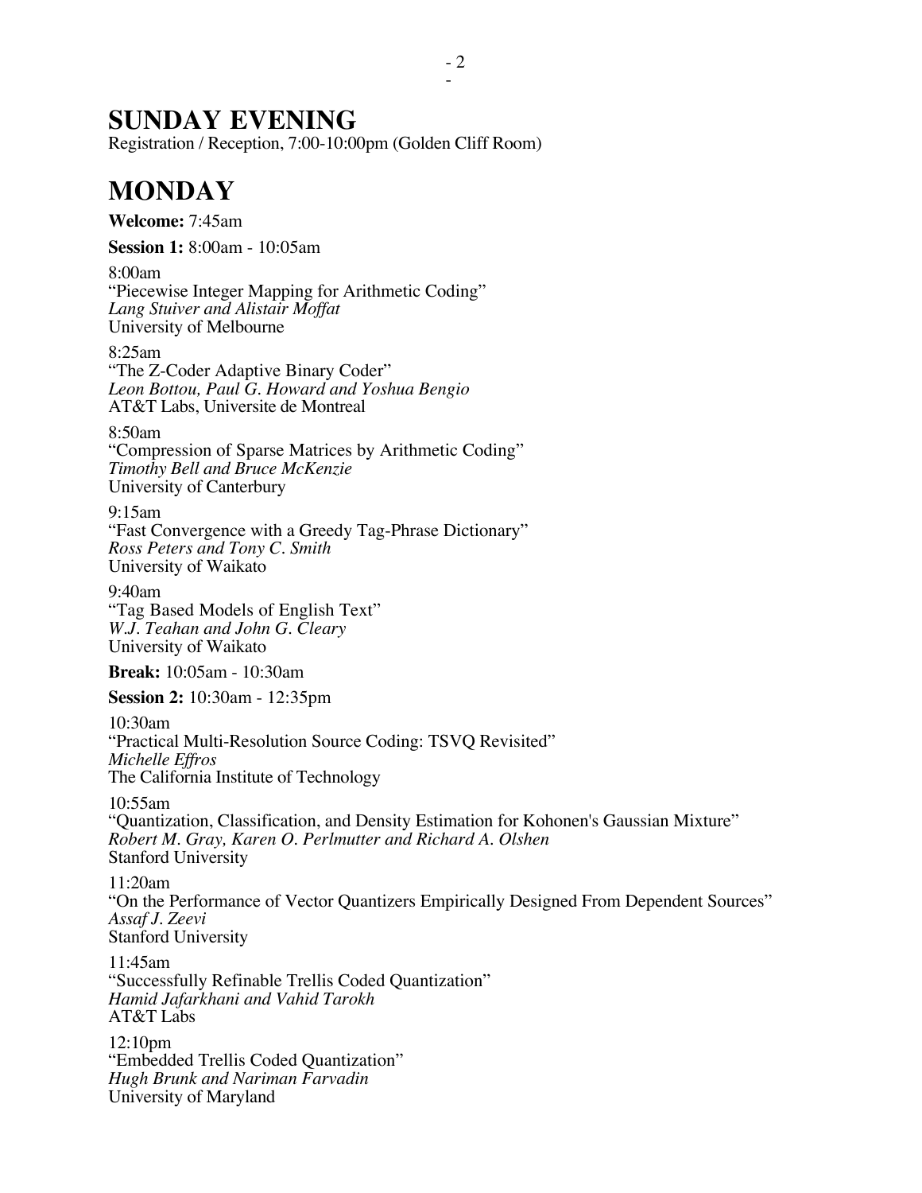# SUNDAY EVENING

Registration / Reception, 7:00-10:00pm (Golden Cliff Room)

# MONDAY

**Welcome:** 7:45am

**Session 1:** 8:00am - 10:05am

8:00am
"Piecewise Integer Mapping for Arithmetic Coding"
*Lang Stuiver and Alistair Moffat*
University of Melbourne

8:25am
"The Z-Coder Adaptive Binary Coder"
*Leon Bottou, Paul G. Howard and Yoshua Bengio*
AT&T Labs, Universite de Montreal

8:50am
"Compression of Sparse Matrices by Arithmetic Coding"
*Timothy Bell and Bruce McKenzie*
University of Canterbury

9:15am
"Fast Convergence with a Greedy Tag-Phrase Dictionary"
*Ross Peters and Tony C. Smith*
University of Waikato

9:40am
"Tag Based Models of English Text"
*W.J. Teahan and John G. Cleary*
University of Waikato

**Break:** 10:05am - 10:30am

**Session 2:** 10:30am - 12:35pm

10:30am
"Practical Multi-Resolution Source Coding: TSVQ Revisited"
*Michelle Effros*
The California Institute of Technology

10:55am
"Quantization, Classification, and Density Estimation for Kohonen's Gaussian Mixture"
*Robert M. Gray, Karen O. Perlmutter and Richard A. Olshen*
Stanford University

11:20am
"On the Performance of Vector Quantizers Empirically Designed From Dependent Sources"
*Assaf J. Zeevi*
Stanford University

11:45am
"Successfully Refinable Trellis Coded Quantization"
*Hamid Jafarkhani and Vahid Tarokh*
AT&T Labs

12:10pm
"Embedded Trellis Coded Quantization"
*Hugh Brunk and Nariman Farvadin*
University of Maryland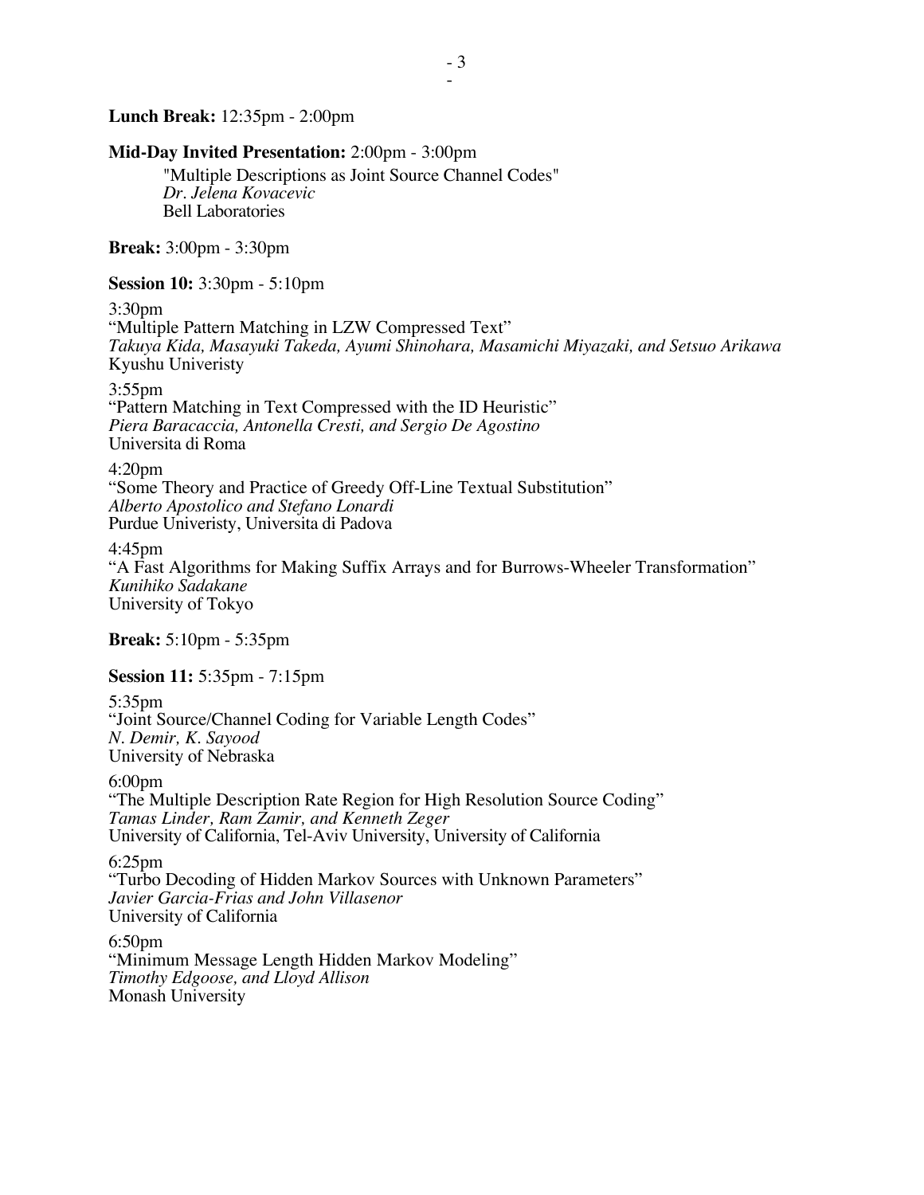**Lunch Break:** 12:35pm - 2:00pm

**Mid-Day Invited Presentation:** 2:00pm - 3:00pm

"Multiple Descriptions as Joint Source Channel Codes"
*Dr. Jelena Kovacevic*
Bell Laboratories

**Break:** 3:00pm - 3:30pm

**Session 10:** 3:30pm - 5:10pm

3:30pm
"Multiple Pattern Matching in LZW Compressed Text"
*Takuya Kida, Masayuki Takeda, Ayumi Shinohara, Masamichi Miyazaki, and Setsuo Arikawa*
Kyushu Univeristy

3:55pm
"Pattern Matching in Text Compressed with the ID Heuristic"
*Piera Baracaccia, Antonella Cresti, and Sergio De Agostino*
Universita di Roma

4:20pm
"Some Theory and Practice of Greedy Off-Line Textual Substitution"
*Alberto Apostolico and Stefano Lonardi*
Purdue Univeristy, Universita di Padova

4:45pm
"A Fast Algorithms for Making Suffix Arrays and for Burrows-Wheeler Transformation"
*Kunihiko Sadakane*
University of Tokyo

**Break:** 5:10pm - 5:35pm

**Session 11:** 5:35pm - 7:15pm

5:35pm
"Joint Source/Channel Coding for Variable Length Codes"
*N. Demir, K. Sayood*
University of Nebraska

6:00pm
"The Multiple Description Rate Region for High Resolution Source Coding"
*Tamas Linder, Ram Zamir, and Kenneth Zeger*
University of California, Tel-Aviv University, University of California

6:25pm
"Turbo Decoding of Hidden Markov Sources with Unknown Parameters"
*Javier Garcia-Frias and John Villasenor*
University of California

6:50pm
"Minimum Message Length Hidden Markov Modeling"
*Timothy Edgoose, and Lloyd Allison*
Monash University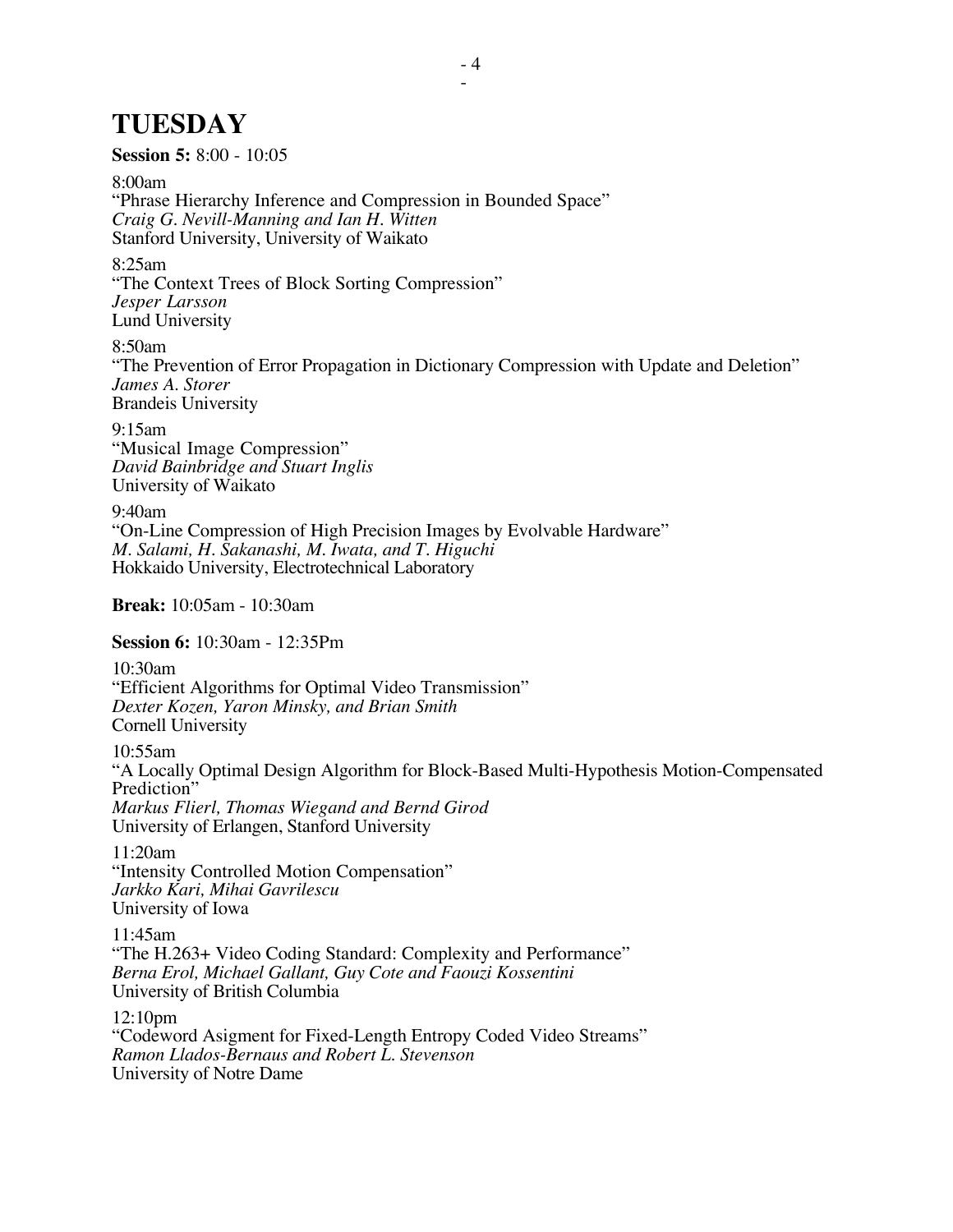# TUESDAY

**Session 5:** 8:00 - 10:05

8:00am
"Phrase Hierarchy Inference and Compression in Bounded Space"
*Craig G. Nevill-Manning and Ian H. Witten*
Stanford University, University of Waikato

8:25am
"The Context Trees of Block Sorting Compression"
*Jesper Larsson*
Lund University

8:50am
"The Prevention of Error Propagation in Dictionary Compression with Update and Deletion"
*James A. Storer*
Brandeis University

9:15am
"Musical Image Compression"
*David Bainbridge and Stuart Inglis*
University of Waikato

9:40am
"On-Line Compression of High Precision Images by Evolvable Hardware"
*M. Salami, H. Sakanashi, M. Iwata, and T. Higuchi*
Hokkaido University, Electrotechnical Laboratory

**Break:** 10:05am - 10:30am

**Session 6:** 10:30am - 12:35Pm

10:30am
"Efficient Algorithms for Optimal Video Transmission"
*Dexter Kozen, Yaron Minsky, and Brian Smith*
Cornell University

10:55am
"A Locally Optimal Design Algorithm for Block-Based Multi-Hypothesis Motion-Compensated Prediction"
*Markus Flierl, Thomas Wiegand and Bernd Girod*
University of Erlangen, Stanford University

11:20am
"Intensity Controlled Motion Compensation"
*Jarkko Kari, Mihai Gavrilescu*
University of Iowa

11:45am
"The H.263+ Video Coding Standard: Complexity and Performance"
*Berna Erol, Michael Gallant, Guy Cote and Faouzi Kossentini*
University of British Columbia

12:10pm
"Codeword Asigment for Fixed-Length Entropy Coded Video Streams"
*Ramon Llados-Bernaus and Robert L. Stevenson*
University of Notre Dame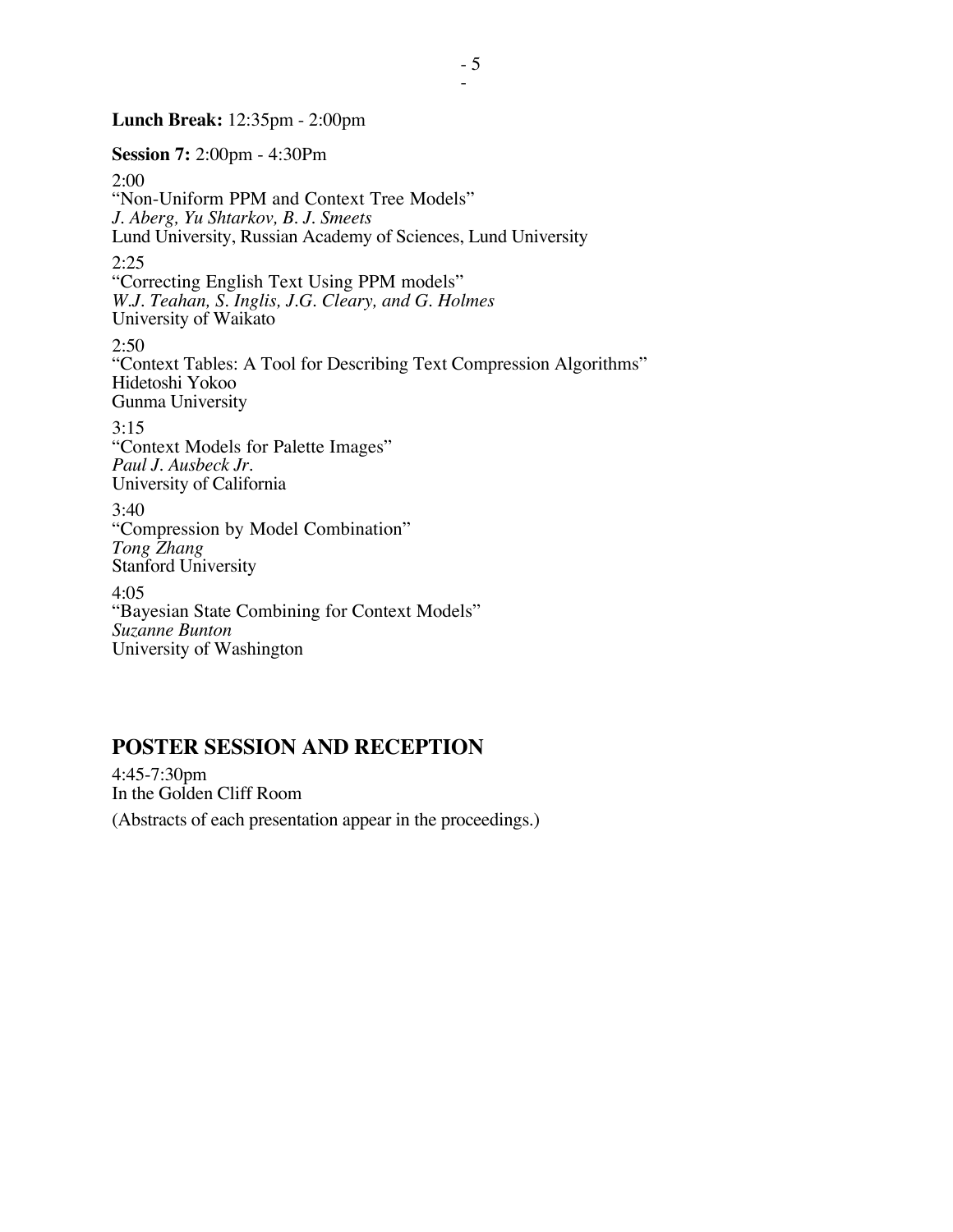**Lunch Break:** 12:35pm - 2:00pm

**Session 7:** 2:00pm - 4:30Pm

2:00
"Non-Uniform PPM and Context Tree Models"
*J. Aberg, Yu Shtarkov, B. J. Smeets*
Lund University, Russian Academy of Sciences, Lund University

2:25
"Correcting English Text Using PPM models"
*W.J. Teahan, S. Inglis, J.G. Cleary, and G. Holmes*
University of Waikato

2:50
"Context Tables: A Tool for Describing Text Compression Algorithms"
Hidetoshi Yokoo
Gunma University

3:15
"Context Models for Palette Images"
*Paul J. Ausbeck Jr.*
University of California

3:40
"Compression by Model Combination"
*Tong Zhang*
Stanford University

4:05
"Bayesian State Combining for Context Models"
*Suzanne Bunton*
University of Washington

## POSTER SESSION AND RECEPTION

4:45-7:30pm
In the Golden Cliff Room

(Abstracts of each presentation appear in the proceedings.)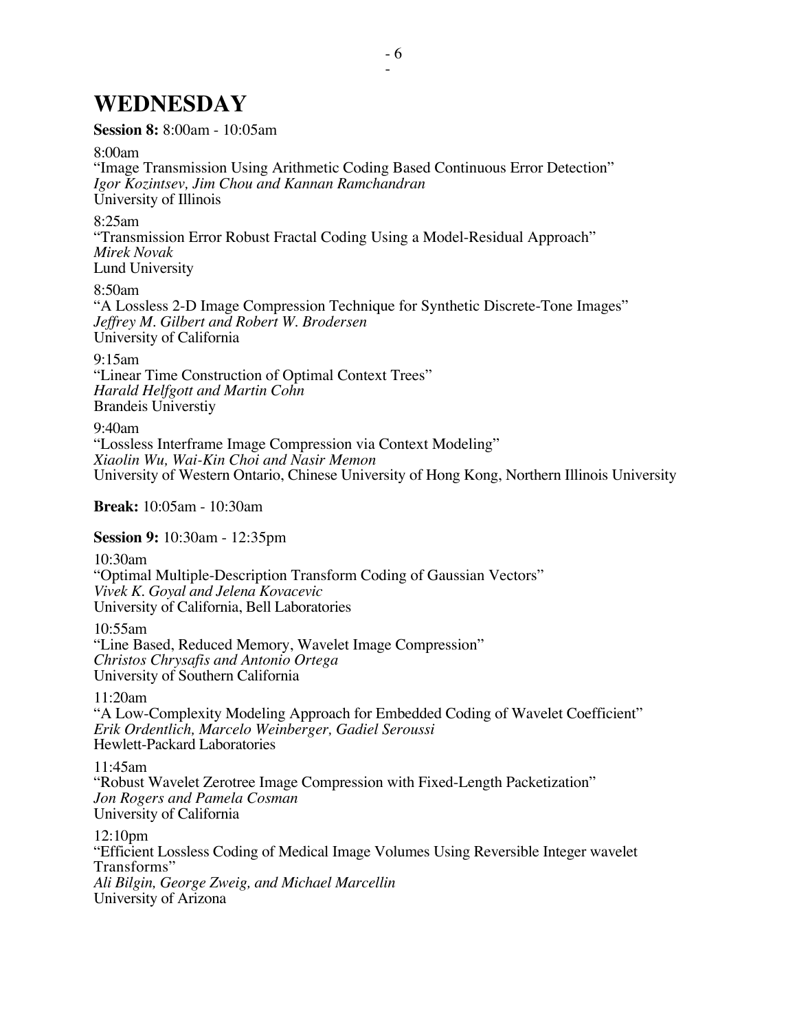# WEDNESDAY

**Session 8:** 8:00am - 10:05am

8:00am
"Image Transmission Using Arithmetic Coding Based Continuous Error Detection"
*Igor Kozintsev, Jim Chou and Kannan Ramchandran*
University of Illinois

8:25am
"Transmission Error Robust Fractal Coding Using a Model-Residual Approach"
*Mirek Novak*
Lund University

8:50am
"A Lossless 2-D Image Compression Technique for Synthetic Discrete-Tone Images"
*Jeffrey M. Gilbert and Robert W. Brodersen*
University of California

9:15am
"Linear Time Construction of Optimal Context Trees"
*Harald Helfgott and Martin Cohn*
Brandeis Universtiy

9:40am
"Lossless Interframe Image Compression via Context Modeling"
*Xiaolin Wu, Wai-Kin Choi and Nasir Memon*
University of Western Ontario, Chinese University of Hong Kong, Northern Illinois University

**Break:** 10:05am - 10:30am

**Session 9:** 10:30am - 12:35pm

10:30am
"Optimal Multiple-Description Transform Coding of Gaussian Vectors"
*Vivek K. Goyal and Jelena Kovacevic*
University of California, Bell Laboratories

10:55am
"Line Based, Reduced Memory, Wavelet Image Compression"
*Christos Chrysafis and Antonio Ortega*
University of Southern California

11:20am
"A Low-Complexity Modeling Approach for Embedded Coding of Wavelet Coefficient"
*Erik Ordentlich, Marcelo Weinberger, Gadiel Seroussi*
Hewlett-Packard Laboratories

11:45am
"Robust Wavelet Zerotree Image Compression with Fixed-Length Packetization"
*Jon Rogers and Pamela Cosman*
University of California

12:10pm
"Efficient Lossless Coding of Medical Image Volumes Using Reversible Integer wavelet Transforms"
*Ali Bilgin, George Zweig, and Michael Marcellin*
University of Arizona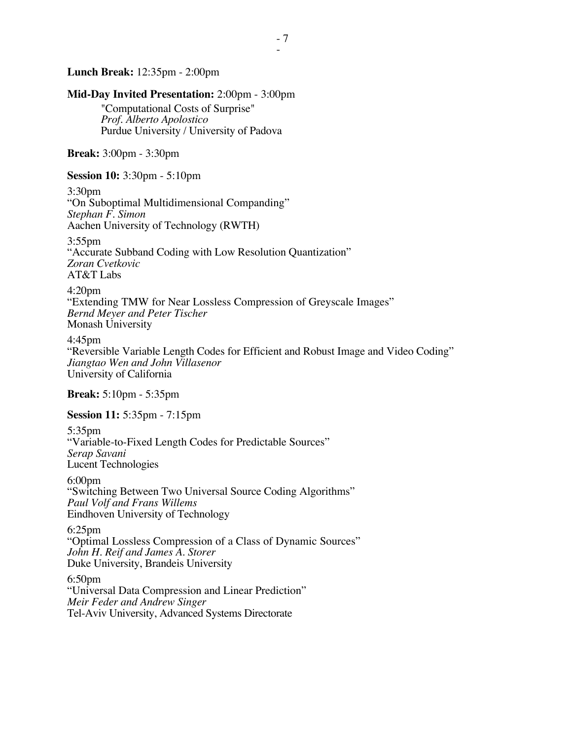**Lunch Break:** 12:35pm - 2:00pm

**Mid-Day Invited Presentation:** 2:00pm - 3:00pm

"Computational Costs of Surprise"
*Prof. Alberto Apolostico*
Purdue University / University of Padova

**Break:** 3:00pm - 3:30pm

**Session 10:** 3:30pm - 5:10pm

3:30pm
"On Suboptimal Multidimensional Companding"
*Stephan F. Simon*
Aachen University of Technology (RWTH)

3:55pm
"Accurate Subband Coding with Low Resolution Quantization"
*Zoran Cvetkovic*
AT&T Labs

4:20pm
"Extending TMW for Near Lossless Compression of Greyscale Images"
*Bernd Meyer and Peter Tischer*
Monash University

4:45pm
"Reversible Variable Length Codes for Efficient and Robust Image and Video Coding"
*Jiangtao Wen and John Villasenor*
University of California

**Break:** 5:10pm - 5:35pm

**Session 11:** 5:35pm - 7:15pm

5:35pm
"Variable-to-Fixed Length Codes for Predictable Sources"
*Serap Savani*
Lucent Technologies

6:00pm
"Switching Between Two Universal Source Coding Algorithms"
*Paul Volf and Frans Willems*
Eindhoven University of Technology

6:25pm
"Optimal Lossless Compression of a Class of Dynamic Sources"
*John H. Reif and James A. Storer*
Duke University, Brandeis University

6:50pm
"Universal Data Compression and Linear Prediction"
*Meir Feder and Andrew Singer*
Tel-Aviv University, Advanced Systems Directorate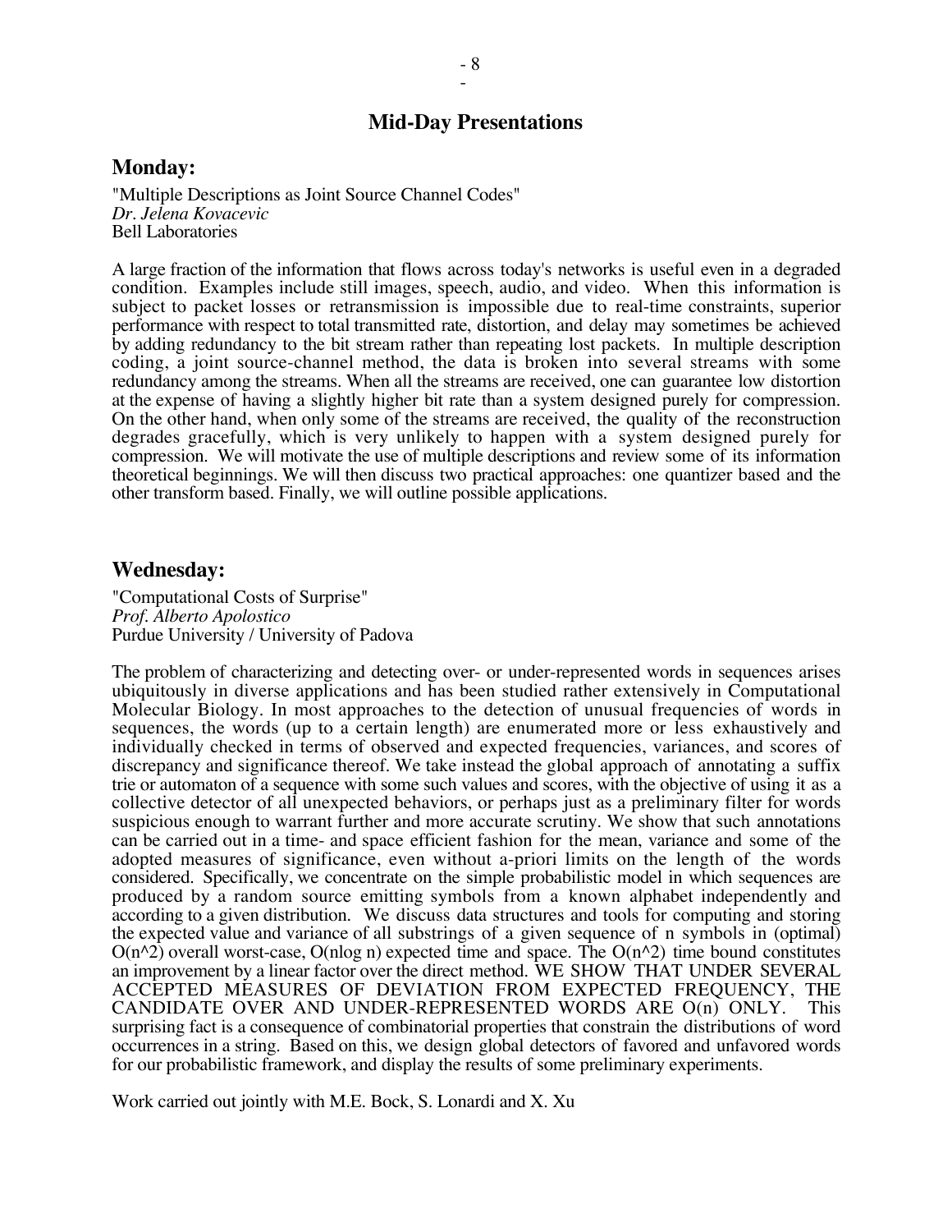## Mid-Day Presentations

### Monday:

"Multiple Descriptions as Joint Source Channel Codes"
*Dr. Jelena Kovacevic*
Bell Laboratories

A large fraction of the information that flows across today's networks is useful even in a degraded condition. Examples include still images, speech, audio, and video. When this information is subject to packet losses or retransmission is impossible due to real-time constraints, superior performance with respect to total transmitted rate, distortion, and delay may sometimes be achieved by adding redundancy to the bit stream rather than repeating lost packets. In multiple description coding, a joint source-channel method, the data is broken into several streams with some redundancy among the streams. When all the streams are received, one can guarantee low distortion at the expense of having a slightly higher bit rate than a system designed purely for compression. On the other hand, when only some of the streams are received, the quality of the reconstruction degrades gracefully, which is very unlikely to happen with a system designed purely for compression. We will motivate the use of multiple descriptions and review some of its information theoretical beginnings. We will then discuss two practical approaches: one quantizer based and the other transform based. Finally, we will outline possible applications.

### Wednesday:

"Computational Costs of Surprise"
*Prof. Alberto Apolostico*
Purdue University / University of Padova

The problem of characterizing and detecting over- or under-represented words in sequences arises ubiquitously in diverse applications and has been studied rather extensively in Computational Molecular Biology. In most approaches to the detection of unusual frequencies of words in sequences, the words (up to a certain length) are enumerated more or less exhaustively and individually checked in terms of observed and expected frequencies, variances, and scores of discrepancy and significance thereof. We take instead the global approach of annotating a suffix trie or automaton of a sequence with some such values and scores, with the objective of using it as a collective detector of all unexpected behaviors, or perhaps just as a preliminary filter for words suspicious enough to warrant further and more accurate scrutiny. We show that such annotations can be carried out in a time- and space efficient fashion for the mean, variance and some of the adopted measures of significance, even without a-priori limits on the length of the words considered. Specifically, we concentrate on the simple probabilistic model in which sequences are produced by a random source emitting symbols from a known alphabet independently and according to a given distribution. We discuss data structures and tools for computing and storing the expected value and variance of all substrings of a given sequence of n symbols in (optimal) $O(n^2)$ overall worst-case, $O(n \log n)$ expected time and space. The $O(n^2)$ time bound constitutes an improvement by a linear factor over the direct method. WE SHOW THAT UNDER SEVERAL ACCEPTED MEASURES OF DEVIATION FROM EXPECTED FREQUENCY, THE CANDIDATE OVER AND UNDER-REPRESENTED WORDS ARE $O(n)$ ONLY. This surprising fact is a consequence of combinatorial properties that constrain the distributions of word occurrences in a string. Based on this, we design global detectors of favored and unfavored words for our probabilistic framework, and display the results of some preliminary experiments.

Work carried out jointly with M.E. Bock, S. Lonardi and X. Xu